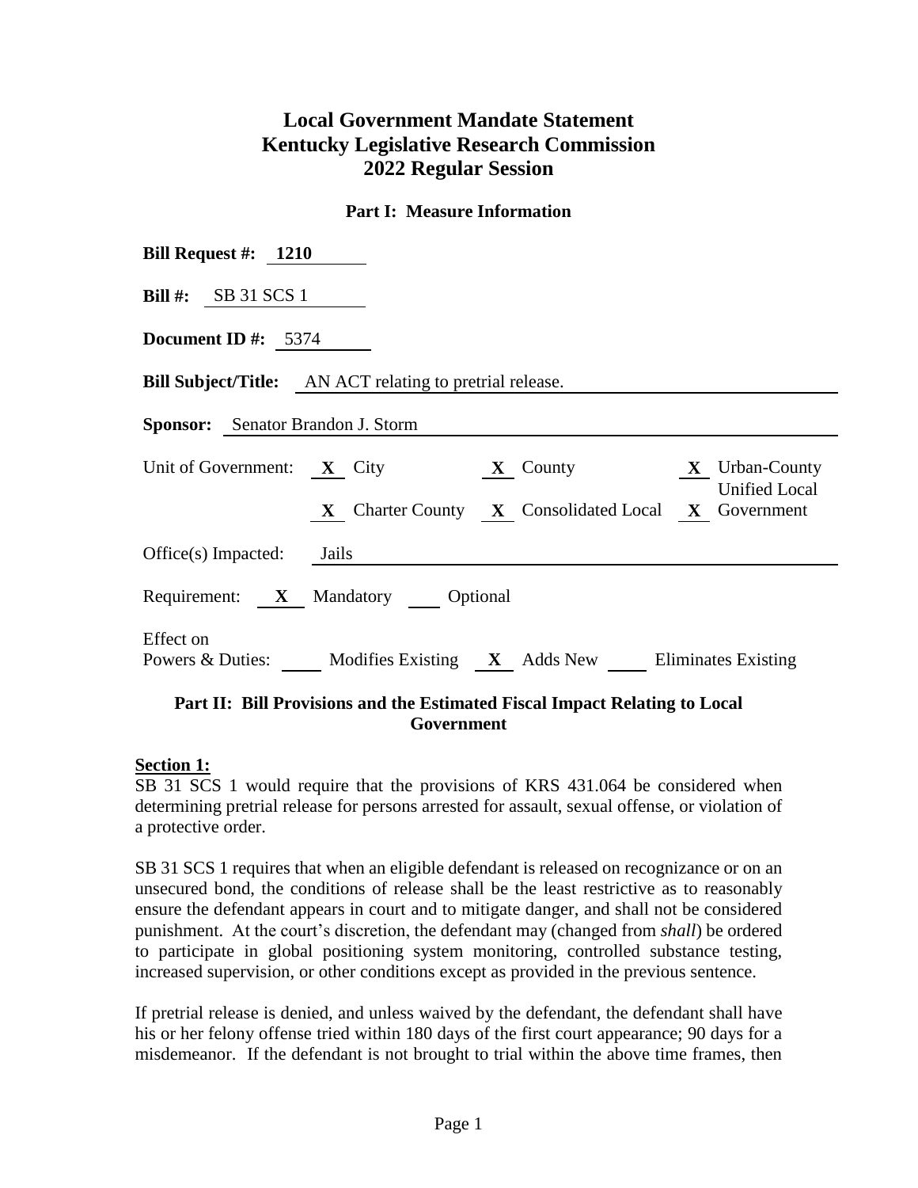# Local Government Mandate Statement
# Kentucky Legislative Research Commission
# 2022 Regular Session

## Part I: Measure Information

**Bill Request #:** **1210**

**Bill #:** SB 31 SCS 1

**Document ID #:** 5374

**Bill Subject/Title:** AN ACT relating to pretrial release.

**Sponsor:** Senator Brandon J. Storm

Unit of Government: **X** City **X** County **X** Urban-County Unified Local Government **X** Charter County **X** Consolidated Local

Office(s) Impacted: Jails

Requirement: **X** Mandatory ____ Optional

Effect on Powers & Duties: ____ Modifies Existing **X** Adds New ____ Eliminates Existing

## Part II: Bill Provisions and the Estimated Fiscal Impact Relating to Local Government

**Section 1:**

SB 31 SCS 1 would require that the provisions of KRS 431.064 be considered when determining pretrial release for persons arrested for assault, sexual offense, or violation of a protective order.

SB 31 SCS 1 requires that when an eligible defendant is released on recognizance or on an unsecured bond, the conditions of release shall be the least restrictive as to reasonably ensure the defendant appears in court and to mitigate danger, and shall not be considered punishment. At the court's discretion, the defendant may (changed from *shall*) be ordered to participate in global positioning system monitoring, controlled substance testing, increased supervision, or other conditions except as provided in the previous sentence.

If pretrial release is denied, and unless waived by the defendant, the defendant shall have his or her felony offense tried within 180 days of the first court appearance; 90 days for a misdemeanor. If the defendant is not brought to trial within the above time frames, then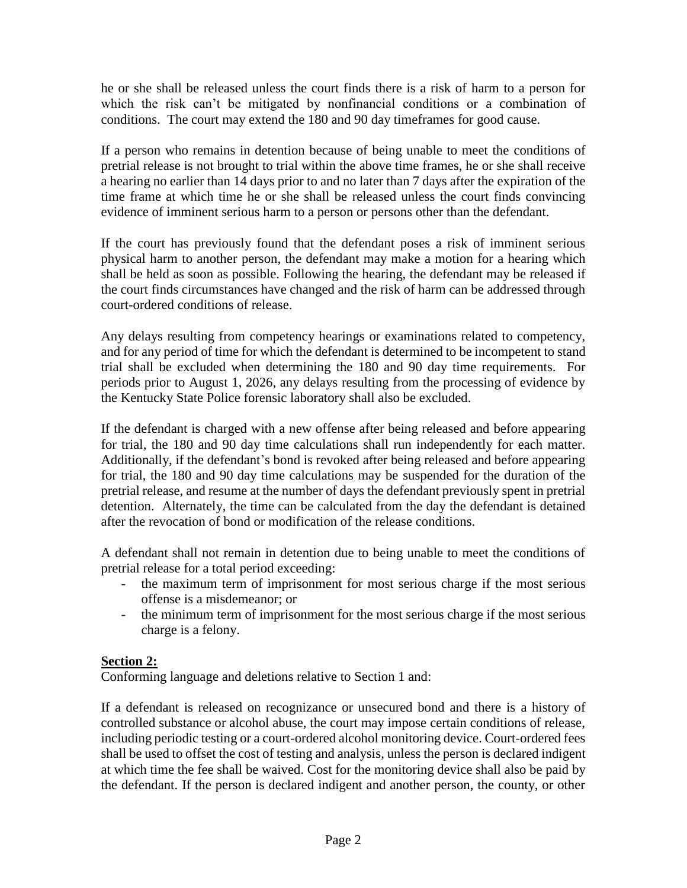he or she shall be released unless the court finds there is a risk of harm to a person for which the risk can't be mitigated by nonfinancial conditions or a combination of conditions. The court may extend the 180 and 90 day timeframes for good cause.

If a person who remains in detention because of being unable to meet the conditions of pretrial release is not brought to trial within the above time frames, he or she shall receive a hearing no earlier than 14 days prior to and no later than 7 days after the expiration of the time frame at which time he or she shall be released unless the court finds convincing evidence of imminent serious harm to a person or persons other than the defendant.

If the court has previously found that the defendant poses a risk of imminent serious physical harm to another person, the defendant may make a motion for a hearing which shall be held as soon as possible. Following the hearing, the defendant may be released if the court finds circumstances have changed and the risk of harm can be addressed through court-ordered conditions of release.

Any delays resulting from competency hearings or examinations related to competency, and for any period of time for which the defendant is determined to be incompetent to stand trial shall be excluded when determining the 180 and 90 day time requirements. For periods prior to August 1, 2026, any delays resulting from the processing of evidence by the Kentucky State Police forensic laboratory shall also be excluded.

If the defendant is charged with a new offense after being released and before appearing for trial, the 180 and 90 day time calculations shall run independently for each matter. Additionally, if the defendant's bond is revoked after being released and before appearing for trial, the 180 and 90 day time calculations may be suspended for the duration of the pretrial release, and resume at the number of days the defendant previously spent in pretrial detention. Alternately, the time can be calculated from the day the defendant is detained after the revocation of bond or modification of the release conditions.

A defendant shall not remain in detention due to being unable to meet the conditions of pretrial release for a total period exceeding:

- the maximum term of imprisonment for most serious charge if the most serious offense is a misdemeanor; or
- the minimum term of imprisonment for the most serious charge if the most serious charge is a felony.

**Section 2:**

Conforming language and deletions relative to Section 1 and:

If a defendant is released on recognizance or unsecured bond and there is a history of controlled substance or alcohol abuse, the court may impose certain conditions of release, including periodic testing or a court-ordered alcohol monitoring device. Court-ordered fees shall be used to offset the cost of testing and analysis, unless the person is declared indigent at which time the fee shall be waived. Cost for the monitoring device shall also be paid by the defendant. If the person is declared indigent and another person, the county, or other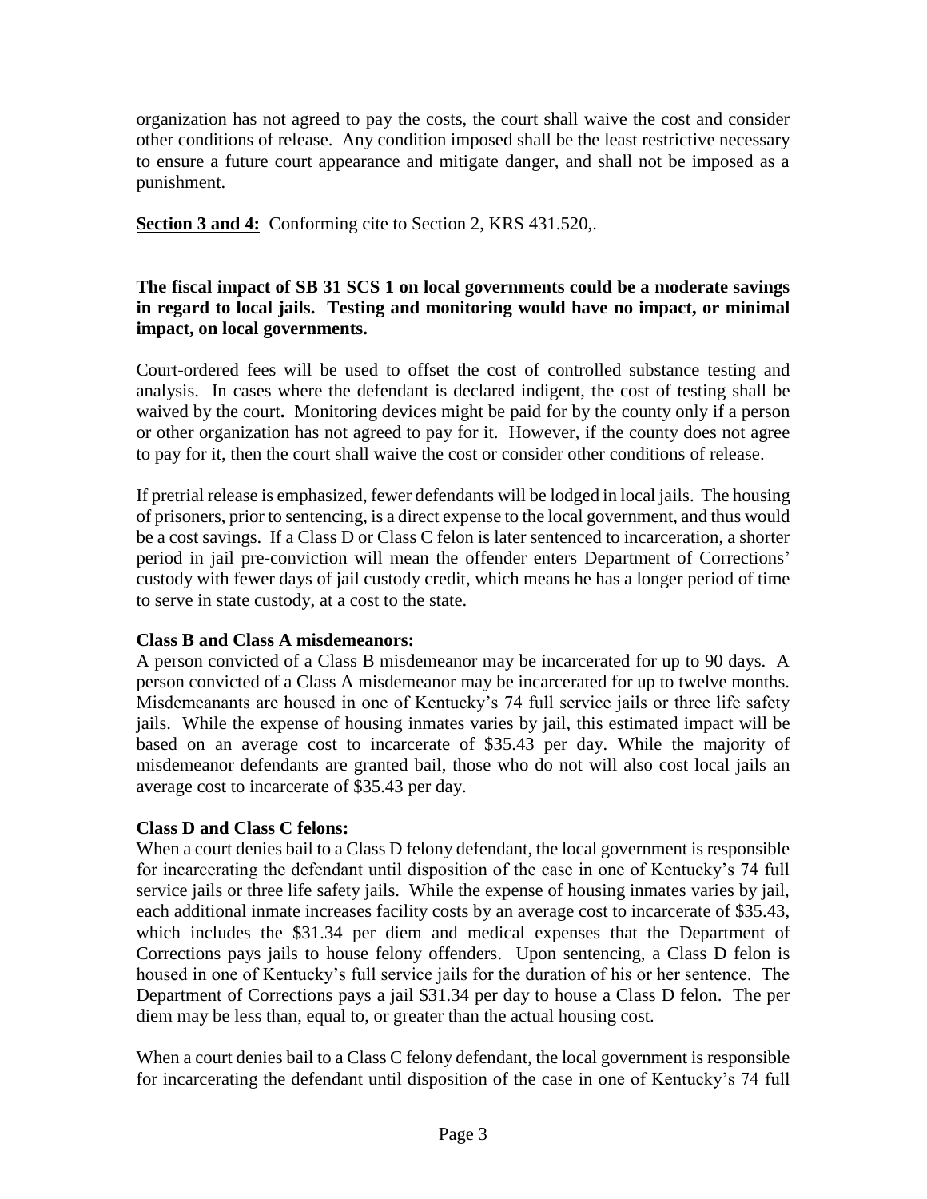organization has not agreed to pay the costs, the court shall waive the cost and consider other conditions of release. Any condition imposed shall be the least restrictive necessary to ensure a future court appearance and mitigate danger, and shall not be imposed as a punishment.

**Section 3 and 4:** Conforming cite to Section 2, KRS 431.520,.

**The fiscal impact of SB 31 SCS 1 on local governments could be a moderate savings in regard to local jails. Testing and monitoring would have no impact, or minimal impact, on local governments.**

Court-ordered fees will be used to offset the cost of controlled substance testing and analysis. In cases where the defendant is declared indigent, the cost of testing shall be waived by the court**.** Monitoring devices might be paid for by the county only if a person or other organization has not agreed to pay for it. However, if the county does not agree to pay for it, then the court shall waive the cost or consider other conditions of release.

If pretrial release is emphasized, fewer defendants will be lodged in local jails. The housing of prisoners, prior to sentencing, is a direct expense to the local government, and thus would be a cost savings. If a Class D or Class C felon is later sentenced to incarceration, a shorter period in jail pre-conviction will mean the offender enters Department of Corrections' custody with fewer days of jail custody credit, which means he has a longer period of time to serve in state custody, at a cost to the state.

**Class B and Class A misdemeanors:**
A person convicted of a Class B misdemeanor may be incarcerated for up to 90 days. A person convicted of a Class A misdemeanor may be incarcerated for up to twelve months. Misdemeanants are housed in one of Kentucky's 74 full service jails or three life safety jails. While the expense of housing inmates varies by jail, this estimated impact will be based on an average cost to incarcerate of $35.43 per day. While the majority of misdemeanor defendants are granted bail, those who do not will also cost local jails an average cost to incarcerate of $35.43 per day.

**Class D and Class C felons:**
When a court denies bail to a Class D felony defendant, the local government is responsible for incarcerating the defendant until disposition of the case in one of Kentucky's 74 full service jails or three life safety jails. While the expense of housing inmates varies by jail, each additional inmate increases facility costs by an average cost to incarcerate of $35.43, which includes the $31.34 per diem and medical expenses that the Department of Corrections pays jails to house felony offenders. Upon sentencing, a Class D felon is housed in one of Kentucky's full service jails for the duration of his or her sentence. The Department of Corrections pays a jail $31.34 per day to house a Class D felon. The per diem may be less than, equal to, or greater than the actual housing cost.

When a court denies bail to a Class C felony defendant, the local government is responsible for incarcerating the defendant until disposition of the case in one of Kentucky's 74 full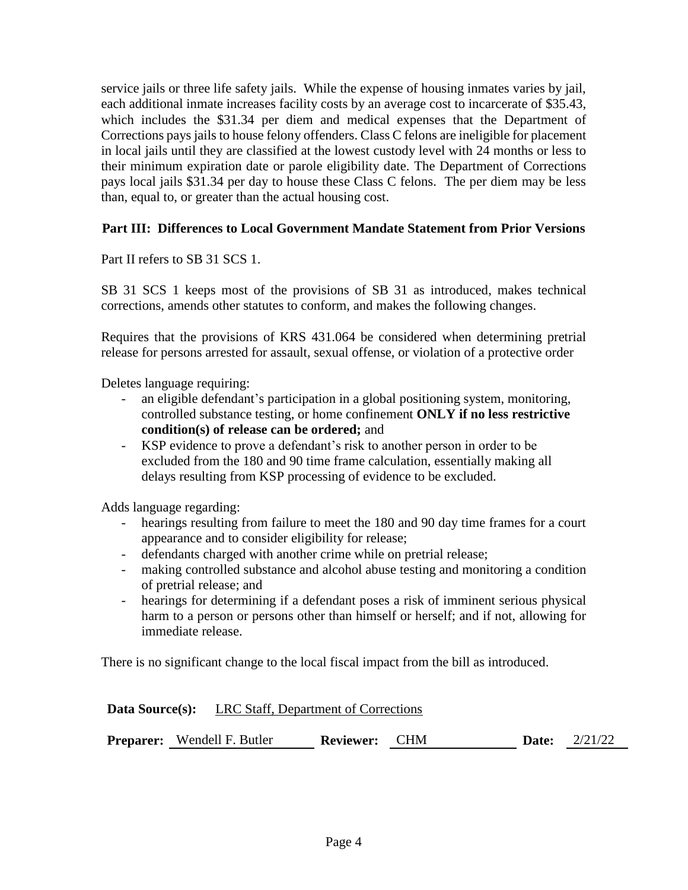service jails or three life safety jails. While the expense of housing inmates varies by jail, each additional inmate increases facility costs by an average cost to incarcerate of $35.43, which includes the $31.34 per diem and medical expenses that the Department of Corrections pays jails to house felony offenders. Class C felons are ineligible for placement in local jails until they are classified at the lowest custody level with 24 months or less to their minimum expiration date or parole eligibility date. The Department of Corrections pays local jails $31.34 per day to house these Class C felons. The per diem may be less than, equal to, or greater than the actual housing cost.

**Part III: Differences to Local Government Mandate Statement from Prior Versions**

Part II refers to SB 31 SCS 1.

SB 31 SCS 1 keeps most of the provisions of SB 31 as introduced, makes technical corrections, amends other statutes to conform, and makes the following changes.

Requires that the provisions of KRS 431.064 be considered when determining pretrial release for persons arrested for assault, sexual offense, or violation of a protective order

Deletes language requiring:

- an eligible defendant's participation in a global positioning system, monitoring, controlled substance testing, or home confinement **ONLY if no less restrictive condition(s) of release can be ordered;** and
- KSP evidence to prove a defendant's risk to another person in order to be excluded from the 180 and 90 time frame calculation, essentially making all delays resulting from KSP processing of evidence to be excluded.

Adds language regarding:

- hearings resulting from failure to meet the 180 and 90 day time frames for a court appearance and to consider eligibility for release;
- defendants charged with another crime while on pretrial release;
- making controlled substance and alcohol abuse testing and monitoring a condition of pretrial release; and
- hearings for determining if a defendant poses a risk of imminent serious physical harm to a person or persons other than himself or herself; and if not, allowing for immediate release.

There is no significant change to the local fiscal impact from the bill as introduced.

**Data Source(s):** LRC Staff, Department of Corrections

**Preparer:** Wendell F. Butler **Reviewer:** CHM **Date:** 2/21/22